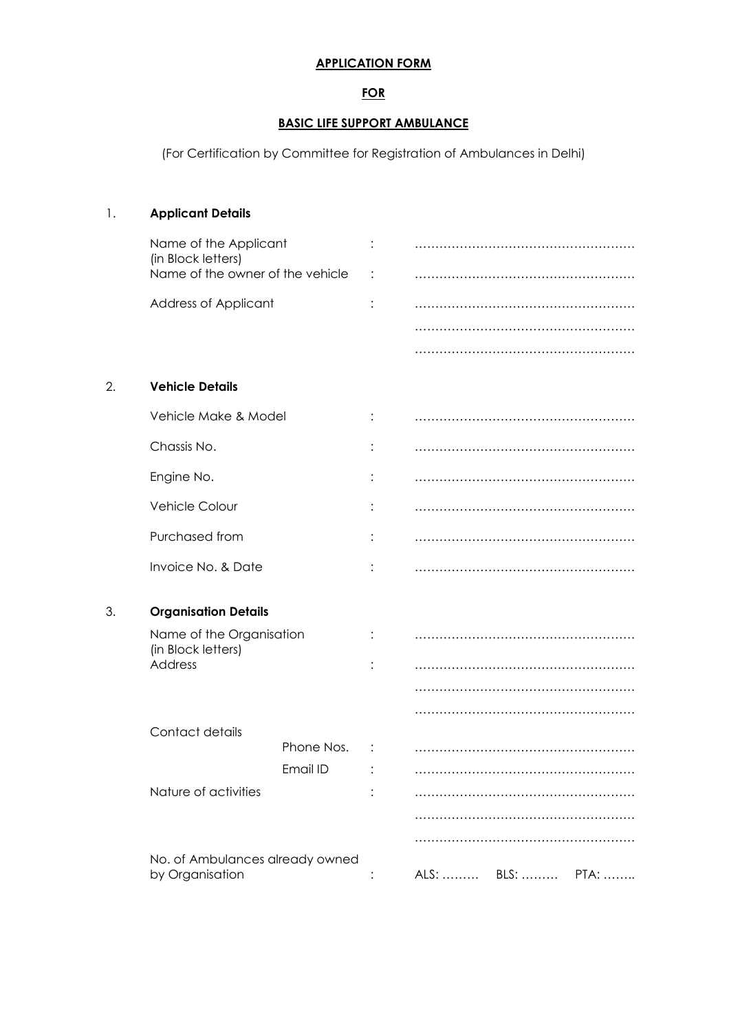**APPLICATION FORM**

**FOR**

**BASIC LIFE SUPPORT AMBULANCE**

(For Certification by Committee for Registration of Ambulances in Delhi)

1. **Applicant Details**

| | | |
|---|---|---|
| Name of the Applicant (in Block letters) | : | ……………………………………………… |
| Name of the owner of the vehicle | : | ……………………………………………… |
| Address of Applicant | : | ……………………………………………… |
| | | ……………………………………………… |
| | | ……………………………………………… |

2. **Vehicle Details**

| | | |
|---|---|---|
| Vehicle Make & Model | : | ……………………………………………… |
| Chassis No. | : | ……………………………………………… |
| Engine No. | : | ……………………………………………… |
| Vehicle Colour | : | ……………………………………………… |
| Purchased from | : | ……………………………………………… |
| Invoice No. & Date | : | ……………………………………………… |

3. **Organisation Details**

| | | |
|---|---|---|
| Name of the Organisation (in Block letters) | : | ……………………………………………… |
| Address | : | ……………………………………………… |
| | | ……………………………………………… |
| | | ……………………………………………… |
| Contact details — Phone Nos. | : | ……………………………………………… |
| Email ID | : | ……………………………………………… |
| Nature of activities | : | ……………………………………………… |
| | | ……………………………………………… |
| | | ……………………………………………… |
| No. of Ambulances already owned by Organisation | : | ALS: ……… BLS: ……… PTA: …….. |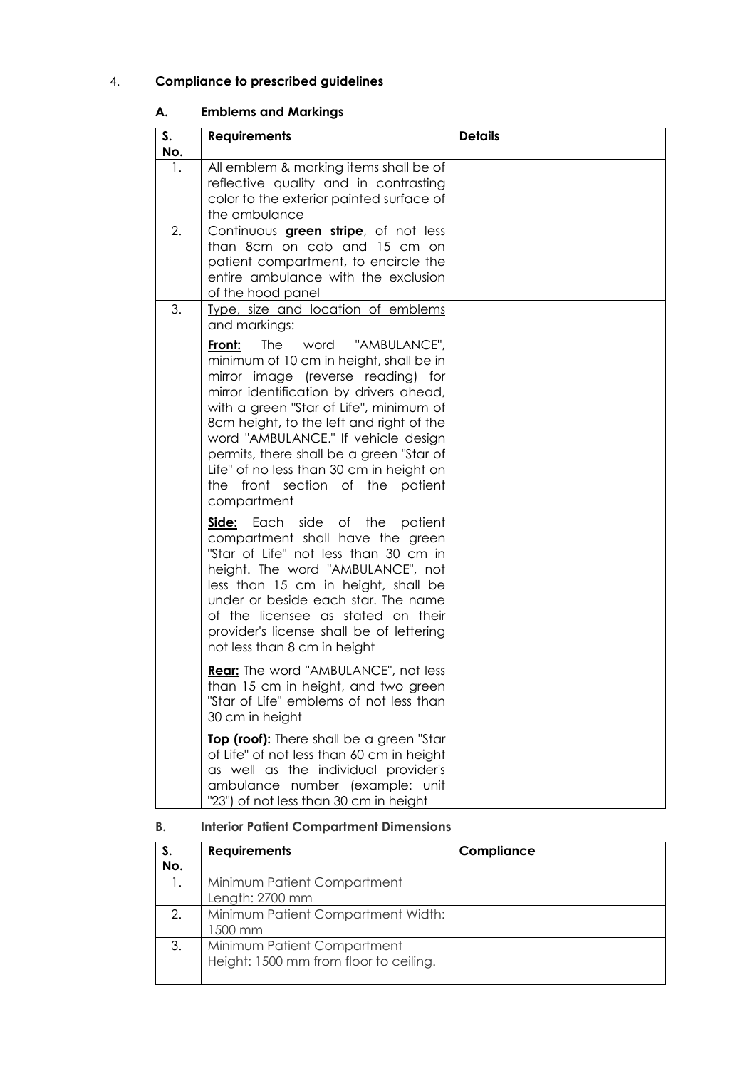## 4. Compliance to prescribed guidelines

### A. Emblems and Markings

| S. No. | Requirements | Details |
|---|---|---|
| 1. | All emblem & marking items shall be of reflective quality and in contrasting color to the exterior painted surface of the ambulance | |
| 2. | Continuous **green stripe**, of not less than 8cm on cab and 15 cm on patient compartment, to encircle the entire ambulance with the exclusion of the hood panel | |
| 3. | Type, size and location of emblems and markings:<br><br>**Front:** The word "AMBULANCE", minimum of 10 cm in height, shall be in mirror image (reverse reading) for mirror identification by drivers ahead, with a green "Star of Life", minimum of 8cm height, to the left and right of the word "AMBULANCE." If vehicle design permits, there shall be a green "Star of Life" of no less than 30 cm in height on the front section of the patient compartment<br><br>**Side:** Each side of the patient compartment shall have the green "Star of Life" not less than 30 cm in height. The word "AMBULANCE", not less than 15 cm in height, shall be under or beside each star. The name of the licensee as stated on their provider's license shall be of lettering not less than 8 cm in height<br><br>**Rear:** The word "AMBULANCE", not less than 15 cm in height, and two green "Star of Life" emblems of not less than 30 cm in height<br><br>**Top (roof):** There shall be a green "Star of Life" of not less than 60 cm in height as well as the individual provider's ambulance number (example: unit "23") of not less than 30 cm in height | |

### B. Interior Patient Compartment Dimensions

| S. No. | Requirements | Compliance |
|---|---|---|
| 1. | Minimum Patient Compartment Length: 2700 mm | |
| 2. | Minimum Patient Compartment Width: 1500 mm | |
| 3. | Minimum Patient Compartment Height: 1500 mm from floor to ceiling. | |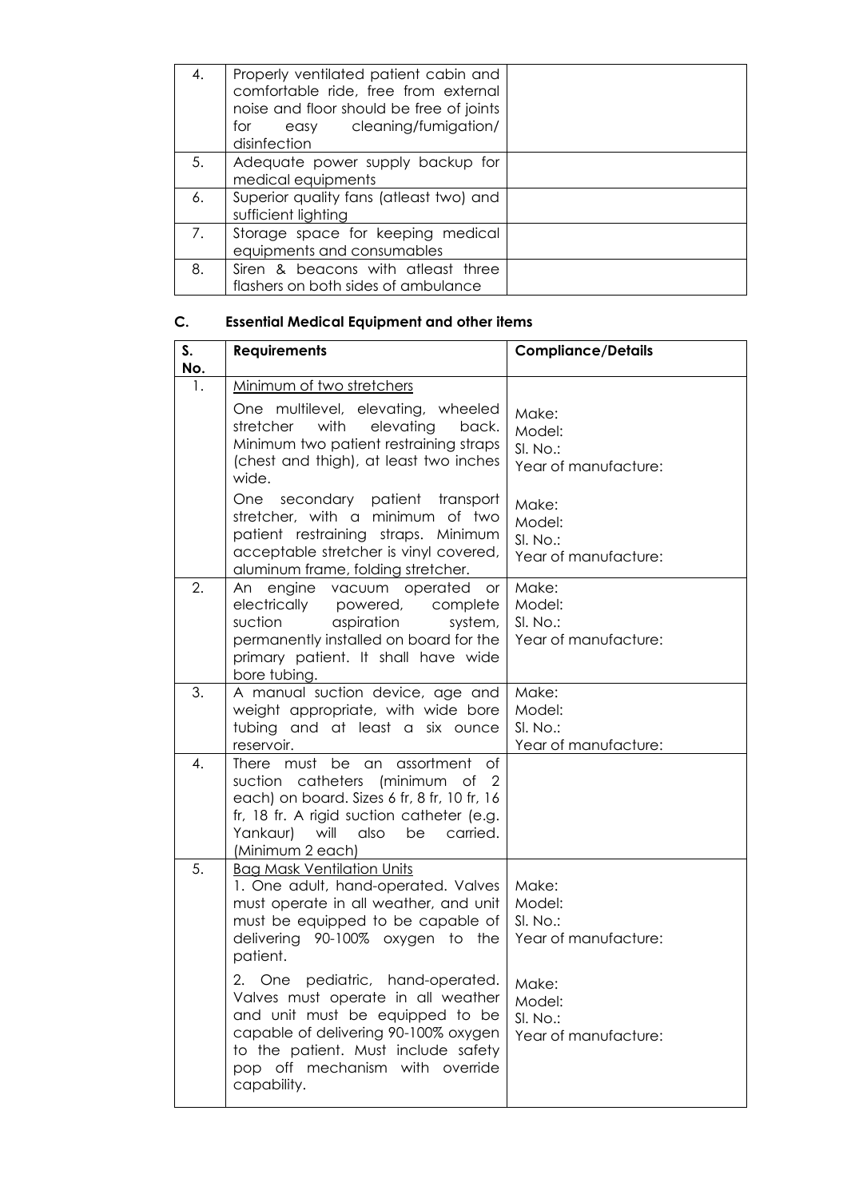| | | |
|---|---|---|
| 4. | Properly ventilated patient cabin and comfortable ride, free from external noise and floor should be free of joints for easy cleaning/fumigation/ disinfection | |
| 5. | Adequate power supply backup for medical equipments | |
| 6. | Superior quality fans (atleast two) and sufficient lighting | |
| 7. | Storage space for keeping medical equipments and consumables | |
| 8. | Siren & beacons with atleast three flashers on both sides of ambulance | |

## C. Essential Medical Equipment and other items

| S. No. | Requirements | Compliance/Details |
|---|---|---|
| 1. | Minimum of two stretchers<br>One multilevel, elevating, wheeled stretcher with elevating back. Minimum two patient restraining straps (chest and thigh), at least two inches wide. | Make:<br>Model:<br>Sl. No.:<br>Year of manufacture: |
| | One secondary patient transport stretcher, with a minimum of two patient restraining straps. Minimum acceptable stretcher is vinyl covered, aluminum frame, folding stretcher. | Make:<br>Model:<br>Sl. No.:<br>Year of manufacture: |
| 2. | An engine vacuum operated or electrically powered, complete suction aspiration system, permanently installed on board for the primary patient. It shall have wide bore tubing. | Make:<br>Model:<br>Sl. No.:<br>Year of manufacture: |
| 3. | A manual suction device, age and weight appropriate, with wide bore tubing and at least a six ounce reservoir. | Make:<br>Model:<br>Sl. No.:<br>Year of manufacture: |
| 4. | There must be an assortment of suction catheters (minimum of 2 each) on board. Sizes 6 fr, 8 fr, 10 fr, 16 fr, 18 fr. A rigid suction catheter (e.g. Yankaur) will also be carried. (Minimum 2 each) | |
| 5. | Bag Mask Ventilation Units<br>1. One adult, hand-operated. Valves must operate in all weather, and unit must be equipped to be capable of delivering 90-100% oxygen to the patient. | Make:<br>Model:<br>Sl. No.:<br>Year of manufacture: |
| | 2. One pediatric, hand-operated. Valves must operate in all weather and unit must be equipped to be capable of delivering 90-100% oxygen to the patient. Must include safety pop off mechanism with override capability. | Make:<br>Model:<br>Sl. No.:<br>Year of manufacture: |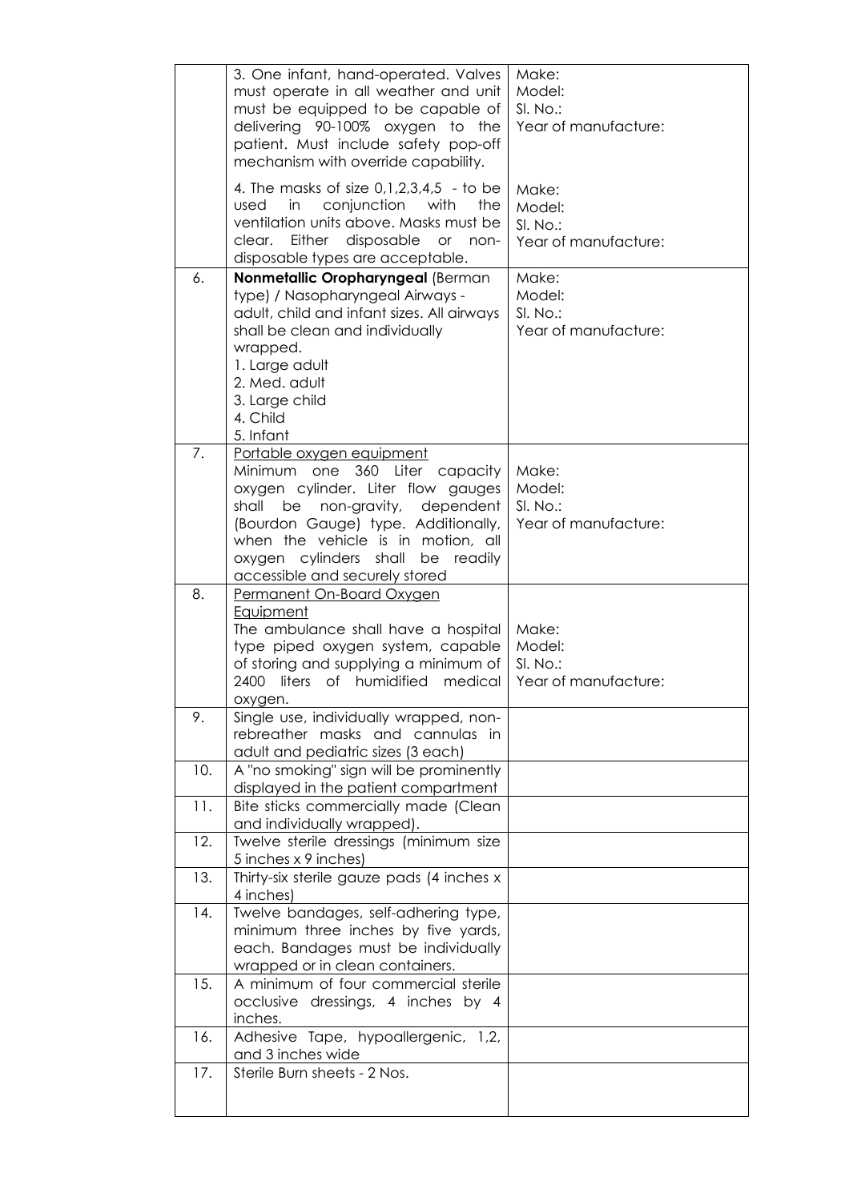| | | |
|---|---|---|
| | 3. One infant, hand-operated. Valves must operate in all weather and unit must be equipped to be capable of delivering 90-100% oxygen to the patient. Must include safety pop-off mechanism with override capability. | Make:<br>Model:<br>Sl. No.:<br>Year of manufacture: |
| | 4. The masks of size 0,1,2,3,4,5 - to be used in conjunction with the ventilation units above. Masks must be clear. Either disposable or non-disposable types are acceptable. | Make:<br>Model:<br>Sl. No.:<br>Year of manufacture: |
| 6. | **Nonmetallic Oropharyngeal** (Berman type) / Nasopharyngeal Airways - adult, child and infant sizes. All airways shall be clean and individually wrapped.<br>1. Large adult<br>2. Med. adult<br>3. Large child<br>4. Child<br>5. Infant | Make:<br>Model:<br>Sl. No.:<br>Year of manufacture: |
| 7. | <u>Portable oxygen equipment</u><br>Minimum one 360 Liter capacity oxygen cylinder. Liter flow gauges shall be non-gravity, dependent (Bourdon Gauge) type. Additionally, when the vehicle is in motion, all oxygen cylinders shall be readily accessible and securely stored | Make:<br>Model:<br>Sl. No.:<br>Year of manufacture: |
| 8. | <u>Permanent On-Board Oxygen Equipment</u><br>The ambulance shall have a hospital type piped oxygen system, capable of storing and supplying a minimum of 2400 liters of humidified medical oxygen. | Make:<br>Model:<br>Sl. No.:<br>Year of manufacture: |
| 9. | Single use, individually wrapped, non-rebreather masks and cannulas in adult and pediatric sizes (3 each) | |
| 10. | A "no smoking" sign will be prominently displayed in the patient compartment | |
| 11. | Bite sticks commercially made (Clean and individually wrapped). | |
| 12. | Twelve sterile dressings (minimum size 5 inches x 9 inches) | |
| 13. | Thirty-six sterile gauze pads (4 inches x 4 inches) | |
| 14. | Twelve bandages, self-adhering type, minimum three inches by five yards, each. Bandages must be individually wrapped or in clean containers. | |
| 15. | A minimum of four commercial sterile occlusive dressings, 4 inches by 4 inches. | |
| 16. | Adhesive Tape, hypoallergenic, 1,2, and 3 inches wide | |
| 17. | Sterile Burn sheets - 2 Nos. | |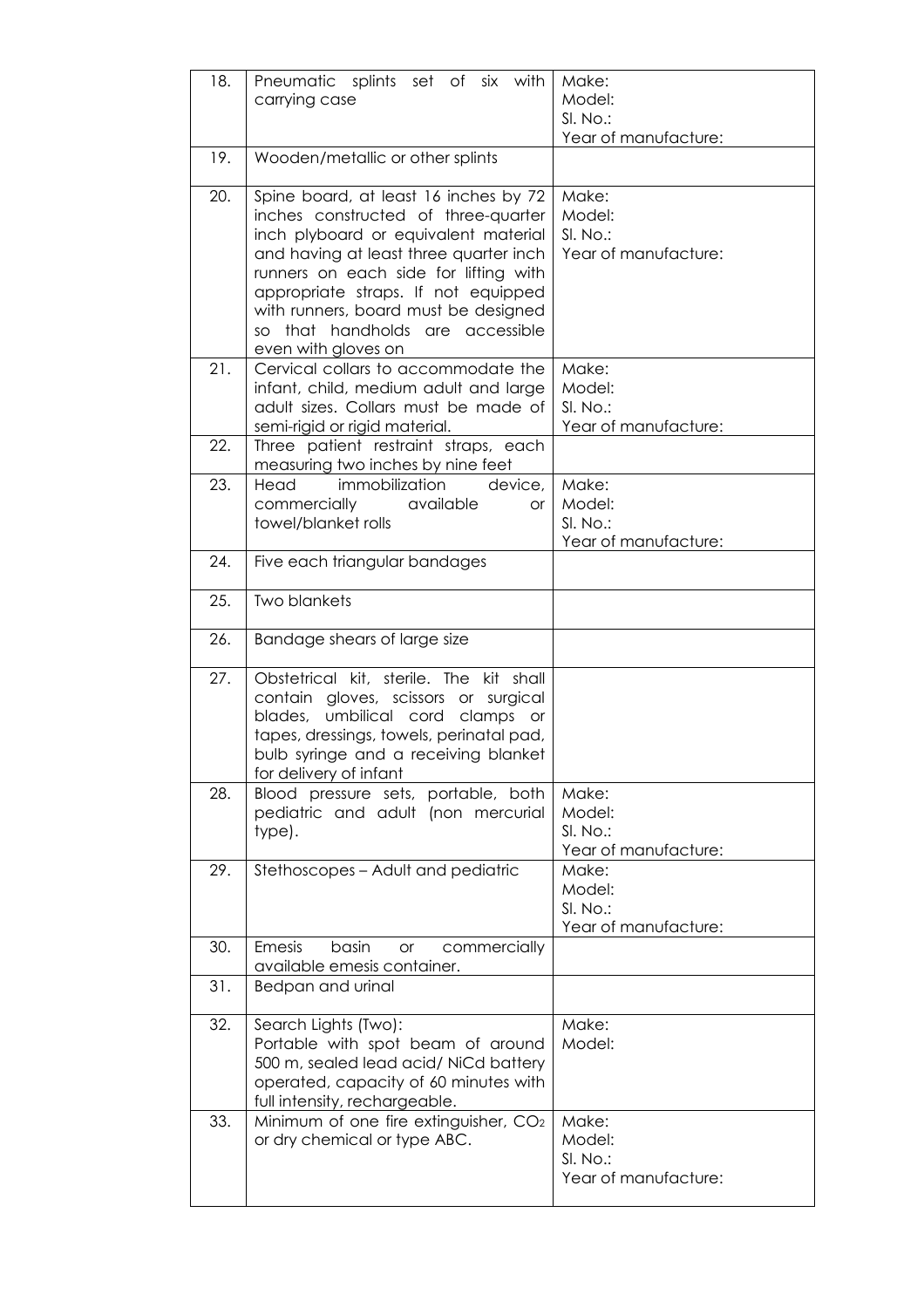| 18. | Pneumatic splints set of six with carrying case | Make:<br>Model:<br>Sl. No.:<br>Year of manufacture: |
|---|---|---|
| 19. | Wooden/metallic or other splints | |
| 20. | Spine board, at least 16 inches by 72 inches constructed of three-quarter inch plyboard or equivalent material and having at least three quarter inch runners on each side for lifting with appropriate straps. If not equipped with runners, board must be designed so that handholds are accessible even with gloves on | Make:<br>Model:<br>Sl. No.:<br>Year of manufacture: |
| 21. | Cervical collars to accommodate the infant, child, medium adult and large adult sizes. Collars must be made of semi-rigid or rigid material. | Make:<br>Model:<br>Sl. No.:<br>Year of manufacture: |
| 22. | Three patient restraint straps, each measuring two inches by nine feet | |
| 23. | Head immobilization device, commercially available or towel/blanket rolls | Make:<br>Model:<br>Sl. No.:<br>Year of manufacture: |
| 24. | Five each triangular bandages | |
| 25. | Two blankets | |
| 26. | Bandage shears of large size | |
| 27. | Obstetrical kit, sterile. The kit shall contain gloves, scissors or surgical blades, umbilical cord clamps or tapes, dressings, towels, perinatal pad, bulb syringe and a receiving blanket for delivery of infant | |
| 28. | Blood pressure sets, portable, both pediatric and adult (non mercurial type). | Make:<br>Model:<br>Sl. No.:<br>Year of manufacture: |
| 29. | Stethoscopes – Adult and pediatric | Make:<br>Model:<br>Sl. No.:<br>Year of manufacture: |
| 30. | Emesis basin or commercially available emesis container. | |
| 31. | Bedpan and urinal | |
| 32. | Search Lights (Two):<br>Portable with spot beam of around 500 m, sealed lead acid/ NiCd battery operated, capacity of 60 minutes with full intensity, rechargeable. | Make:<br>Model: |
| 33. | Minimum of one fire extinguisher, $CO_2$ or dry chemical or type ABC. | Make:<br>Model:<br>Sl. No.:<br>Year of manufacture: |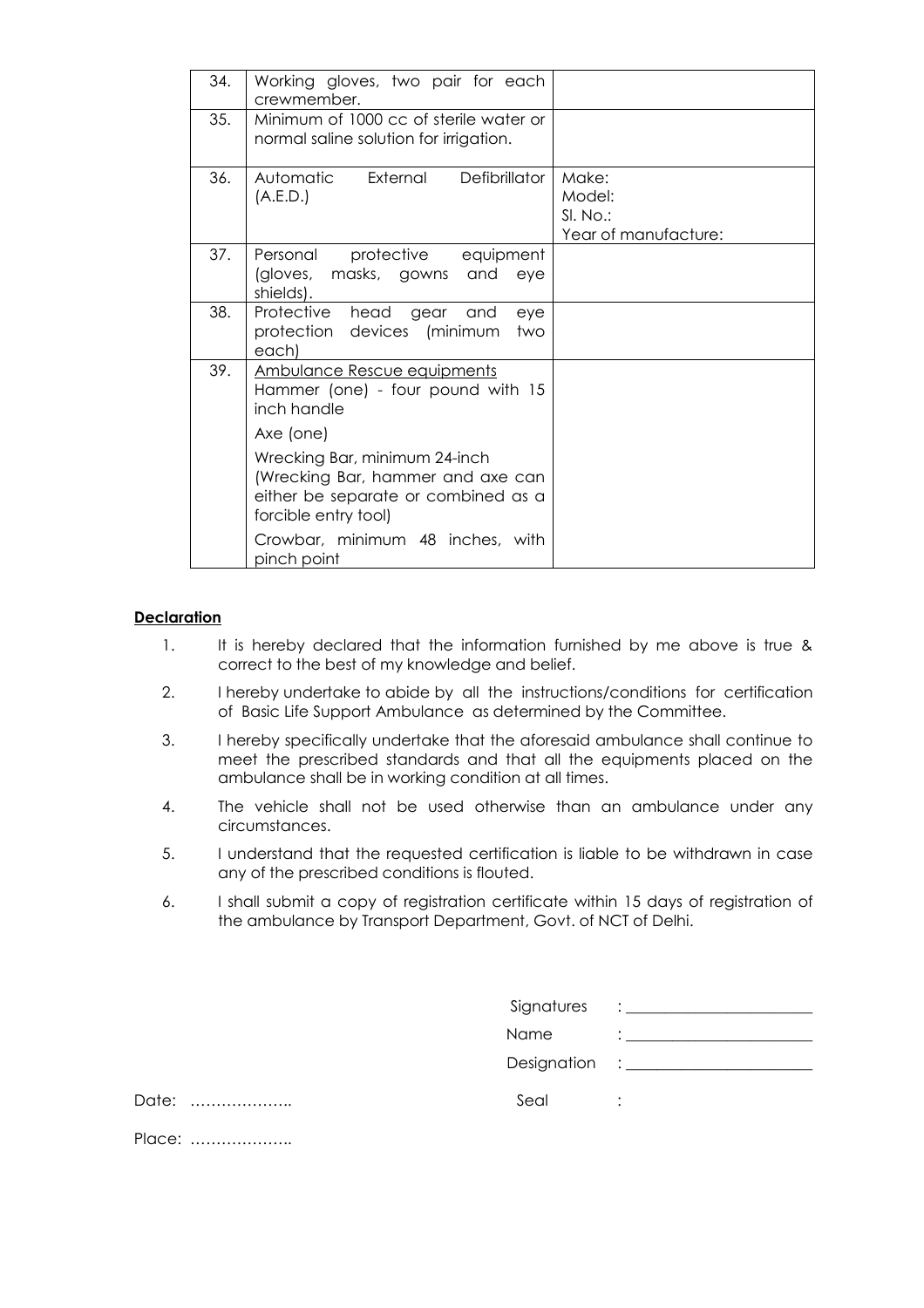| | | |
|---|---|---|
| 34. | Working gloves, two pair for each crewmember. | |
| 35. | Minimum of 1000 cc of sterile water or normal saline solution for irrigation. | |
| 36. | Automatic External Defibrillator (A.E.D.) | Make:<br>Model:<br>Sl. No.:<br>Year of manufacture: |
| 37. | Personal protective equipment (gloves, masks, gowns and eye shields). | |
| 38. | Protective head gear and eye protection devices (minimum two each) | |
| 39. | <u>Ambulance Rescue equipments</u><br>Hammer (one) - four pound with 15 inch handle<br>Axe (one)<br>Wrecking Bar, minimum 24-inch (Wrecking Bar, hammer and axe can either be separate or combined as a forcible entry tool)<br>Crowbar, minimum 48 inches, with pinch point | |

**<u>Declaration</u>**

1. It is hereby declared that the information furnished by me above is true & correct to the best of my knowledge and belief.
2. I hereby undertake to abide by all the instructions/conditions for certification of Basic Life Support Ambulance as determined by the Committee.
3. I hereby specifically undertake that the aforesaid ambulance shall continue to meet the prescribed standards and that all the equipments placed on the ambulance shall be in working condition at all times.
4. The vehicle shall not be used otherwise than an ambulance under any circumstances.
5. I understand that the requested certification is liable to be withdrawn in case any of the prescribed conditions is flouted.
6. I shall submit a copy of registration certificate within 15 days of registration of the ambulance by Transport Department, Govt. of NCT of Delhi.

Signatures : ________________________

Name : ________________________

Designation : ________________________

Date: ………………..

Seal :

Place: ………………..